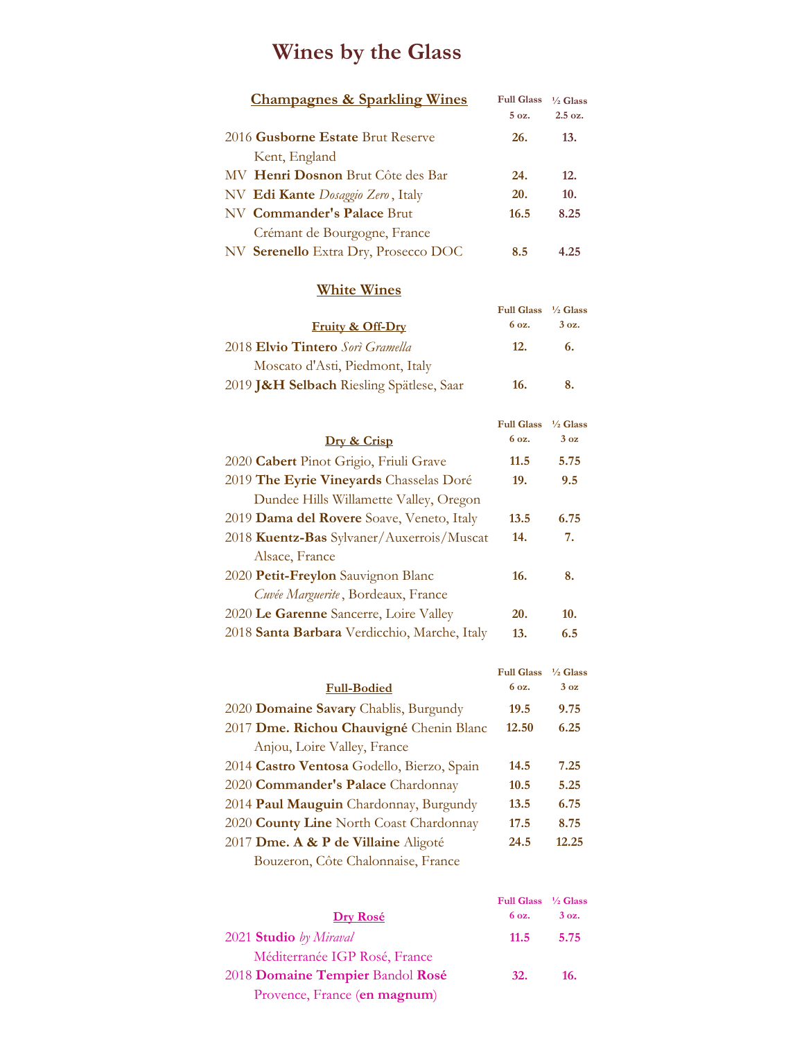# Wines by the Glass

## Champagnes & Sparkling Wines

| | Full Glass 5 oz. | ½ Glass 2.5 oz. |
|---|---|---|
| 2016 **Gusborne Estate** Brut Reserve<br>Kent, England | **26.** | **13.** |
| MV **Henri Donson** Brut Côte des Bar | **24.** | **12.** |
| NV **Edi Kante** *Dosaggio Zero*, Italy | **20.** | **10.** |
| NV **Commander's Palace** Brut<br>Crémant de Bourgogne, France | **16.5** | **8.25** |
| NV **Serenello** Extra Dry, Prosecco DOC | **8.5** | **4.25** |

## White Wines

### Fruity & Off-Dry

| | Full Glass 6 oz. | ½ Glass 3 oz. |
|---|---|---|
| 2018 **Elvio Tintero** *Sorì Gramella*<br>Moscato d'Asti, Piedmont, Italy | **12.** | **6.** |
| 2019 **J&H Selbach** Riesling Spätlese, Saar | **16.** | **8.** |

### Dry & Crisp

| | Full Glass 6 oz. | ½ Glass 3 oz |
|---|---|---|
| 2020 **Cabert** Pinot Grigio, Friuli Grave | **11.5** | **5.75** |
| 2019 **The Eyrie Vineyards** Chasselas Doré<br>Dundee Hills Willamette Valley, Oregon | **19.** | **9.5** |
| 2019 **Dama del Rovere** Soave, Veneto, Italy | **13.5** | **6.75** |
| 2018 **Kuentz-Bas** Sylvaner/Auxerrois/Muscat<br>Alsace, France | **14.** | **7.** |
| 2020 **Petit-Freylon** Sauvignon Blanc<br>*Cuvée Marguerite*, Bordeaux, France | **16.** | **8.** |
| 2020 **Le Garenne** Sancerre, Loire Valley | **20.** | **10.** |
| 2018 **Santa Barbara** Verdicchio, Marche, Italy | **13.** | **6.5** |

### Full-Bodied

| | Full Glass 6 oz. | ½ Glass 3 oz |
|---|---|---|
| 2020 **Domaine Savary** Chablis, Burgundy | **19.5** | **9.75** |
| 2017 **Dme. Richou Chauvigné** Chenin Blanc<br>Anjou, Loire Valley, France | **12.50** | **6.25** |
| 2014 **Castro Ventosa** Godello, Bierzo, Spain | **14.5** | **7.25** |
| 2020 **Commander's Palace** Chardonnay | **10.5** | **5.25** |
| 2014 **Paul Mauguin** Chardonnay, Burgundy | **13.5** | **6.75** |
| 2020 **County Line** North Coast Chardonnay | **17.5** | **8.75** |
| 2017 **Dme. A & P de Villaine** Aligoté<br>Bouzeron, Côte Chalonnaise, France | **24.5** | **12.25** |

### Dry Rosé

| | Full Glass 6 oz. | ½ Glass 3 oz. |
|---|---|---|
| 2021 **Studio** *by Miraval*<br>Méditerranée IGP Rosé, France | **11.5** | **5.75** |
| 2018 **Domaine Tempier** Bandol **Rosé**<br>Provence, France (**en magnum**) | **32.** | **16.** |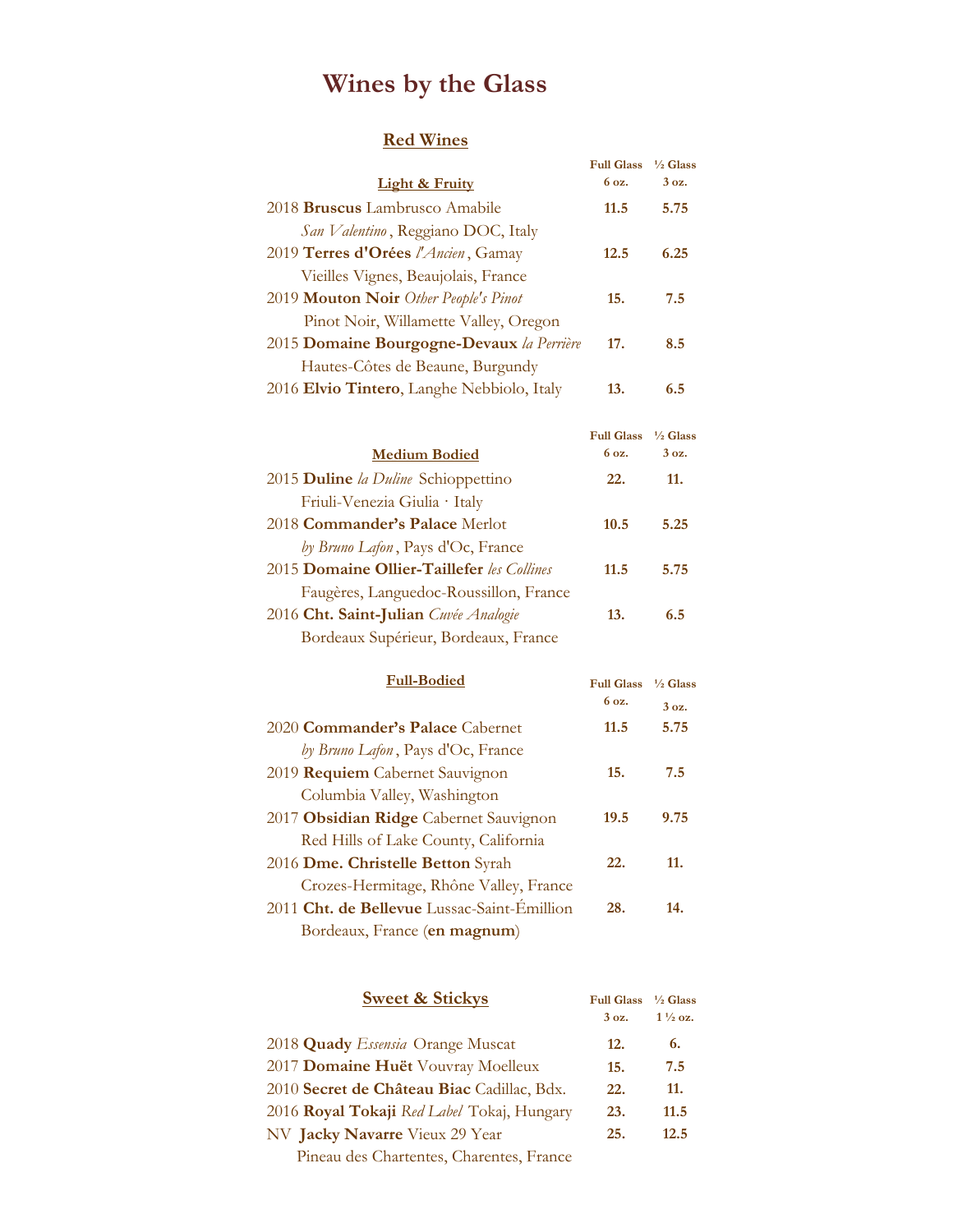# Wines by the Glass

## Red Wines

| Light & Fruity | Full Glass 6 oz. | ½ Glass 3 oz. |
| --- | --- | --- |
| 2018 **Bruscus** Lambrusco Amabile *San Valentino*, Reggiano DOC, Italy | **11.5** | **5.75** |
| 2019 **Terres d'Orées** *l'Ancien*, Gamay Vieilles Vignes, Beaujolais, France | **12.5** | **6.25** |
| 2019 **Mouton Noir** *Other People's Pinot* Pinot Noir, Willamette Valley, Oregon | **15.** | **7.5** |
| 2015 **Domaine Bourgogne-Devaux** *la Perrière* Hautes-Côtes de Beaune, Burgundy | **17.** | **8.5** |
| 2016 **Elvio Tintero**, Langhe Nebbiolo, Italy | **13.** | **6.5** |

| Medium Bodied | Full Glass 6 oz. | ½ Glass 3 oz. |
| --- | --- | --- |
| 2015 **Duline** *la Duline* Schioppettino Friuli-Venezia Giulia · Italy | **22.** | **11.** |
| 2018 **Commander's Palace** Merlot *by Bruno Lafon*, Pays d'Oc, France | **10.5** | **5.25** |
| 2015 **Domaine Ollier-Taillefer** *les Collines* Faugères, Languedoc-Roussillon, France | **11.5** | **5.75** |
| 2016 **Cht. Saint-Julian** *Cuvée Analogie* Bordeaux Supérieur, Bordeaux, France | **13.** | **6.5** |

| Full-Bodied | Full Glass 6 oz. | ½ Glass 3 oz. |
| --- | --- | --- |
| 2020 **Commander's Palace** Cabernet *by Bruno Lafon*, Pays d'Oc, France | **11.5** | **5.75** |
| 2019 **Requiem** Cabernet Sauvignon Columbia Valley, Washington | **15.** | **7.5** |
| 2017 **Obsidian Ridge** Cabernet Sauvignon Red Hills of Lake County, California | **19.5** | **9.75** |
| 2016 **Dme. Christelle Betton** Syrah Crozes-Hermitage, Rhône Valley, France | **22.** | **11.** |
| 2011 **Cht. de Bellevue** Lussac-Saint-Émillion Bordeaux, France (**en magnum**) | **28.** | **14.** |

## Sweet & Stickys

| Sweet & Stickys | Full Glass 3 oz. | ½ Glass 1 ½ oz. |
| --- | --- | --- |
| 2018 **Quady** *Essensia* Orange Muscat | **12.** | **6.** |
| 2017 **Domaine Huët** Vouvray Moelleux | **15.** | **7.5** |
| 2010 **Secret de Château Biac** Cadillac, Bdx. | **22.** | **11.** |
| 2016 **Royal Tokaji** *Red Label* Tokaj, Hungary | **23.** | **11.5** |
| NV **Jacky Navarre** Vieux 29 Year Pineau des Chartentes, Charentes, France | **25.** | **12.5** |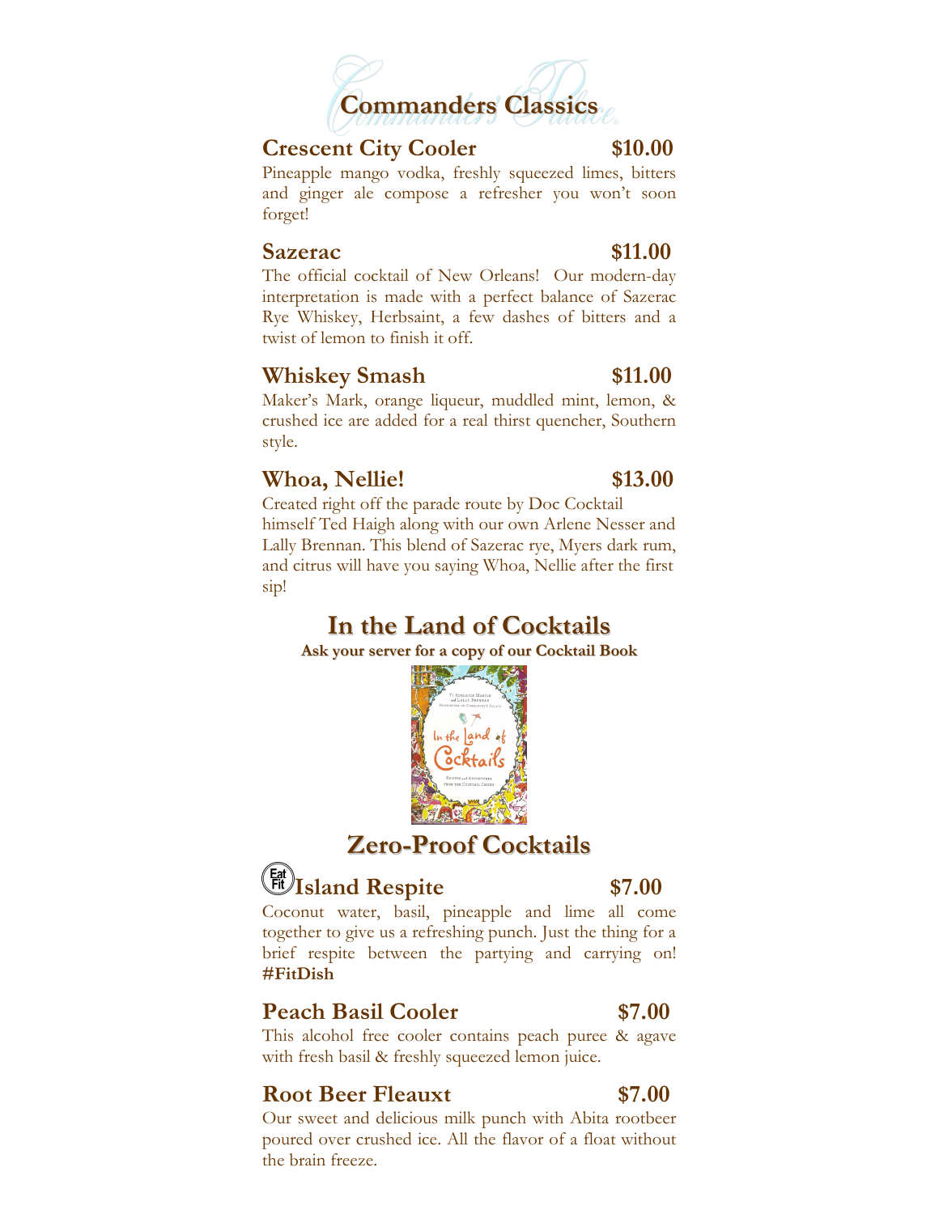## Commanders Classics

### Crescent City Cooler — $10.00

Pineapple mango vodka, freshly squeezed limes, bitters and ginger ale compose a refresher you won't soon forget!

### Sazerac — $11.00

The official cocktail of New Orleans! Our modern-day interpretation is made with a perfect balance of Sazerac Rye Whiskey, Herbsaint, a few dashes of bitters and a twist of lemon to finish it off.

### Whiskey Smash — $11.00

Maker's Mark, orange liqueur, muddled mint, lemon, & crushed ice are added for a real thirst quencher, Southern style.

### Whoa, Nellie! — $13.00

Created right off the parade route by Doc Cocktail himself Ted Haigh along with our own Arlene Nesser and Lally Brennan. This blend of Sazerac rye, Myers dark rum, and citrus will have you saying Whoa, Nellie after the first sip!

## In the Land of Cocktails

**Ask your server for a copy of our Cocktail Book**

## Zero-Proof Cocktails

### Island Respite — $7.00

Coconut water, basil, pineapple and lime all come together to give us a refreshing punch. Just the thing for a brief respite between the partying and carrying on! **#FitDish**

### Peach Basil Cooler — $7.00

This alcohol free cooler contains peach puree & agave with fresh basil & freshly squeezed lemon juice.

### Root Beer Fleauxt — $7.00

Our sweet and delicious milk punch with Abita rootbeer poured over crushed ice. All the flavor of a float without the brain freeze.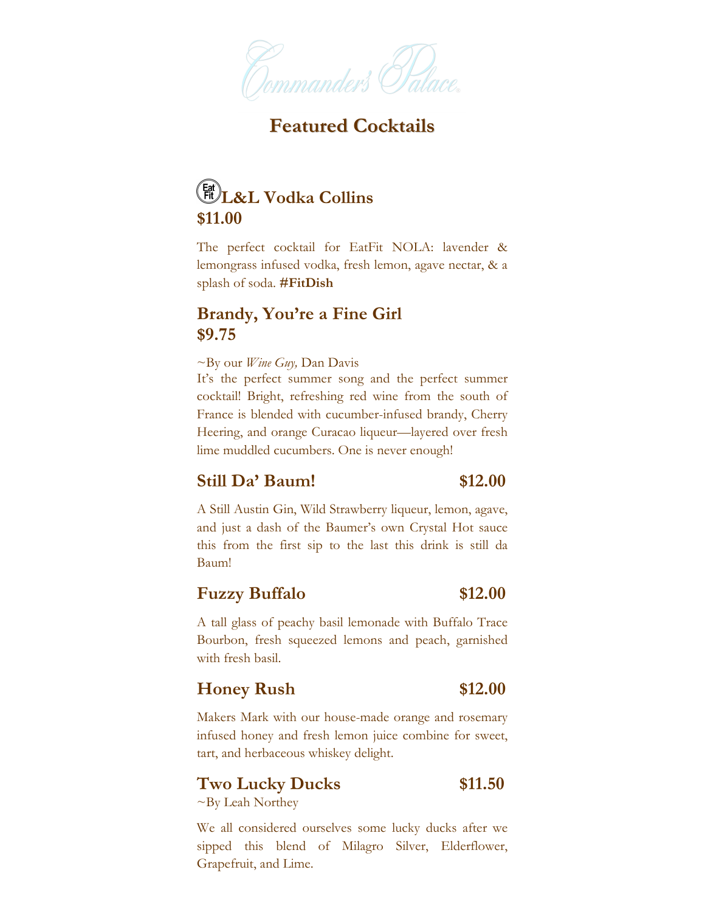Commander's Palace

# Featured Cocktails

## L&L Vodka Collins
**$11.00**

The perfect cocktail for EatFit NOLA: lavender & lemongrass infused vodka, fresh lemon, agave nectar, & a splash of soda. **#FitDish**

## Brandy, You're a Fine Girl
**$9.75**

~By our *Wine Guy,* Dan Davis
It's the perfect summer song and the perfect summer cocktail! Bright, refreshing red wine from the south of France is blended with cucumber-infused brandy, Cherry Heering, and orange Curacao liqueur—layered over fresh lime muddled cucumbers. One is never enough!

## Still Da' Baum! — $12.00

A Still Austin Gin, Wild Strawberry liqueur, lemon, agave, and just a dash of the Baumer's own Crystal Hot sauce this from the first sip to the last this drink is still da Baum!

## Fuzzy Buffalo — $12.00

A tall glass of peachy basil lemonade with Buffalo Trace Bourbon, fresh squeezed lemons and peach, garnished with fresh basil.

## Honey Rush — $12.00

Makers Mark with our house-made orange and rosemary infused honey and fresh lemon juice combine for sweet, tart, and herbaceous whiskey delight.

## Two Lucky Ducks — $11.50
~By Leah Northey

We all considered ourselves some lucky ducks after we sipped this blend of Milagro Silver, Elderflower, Grapefruit, and Lime.